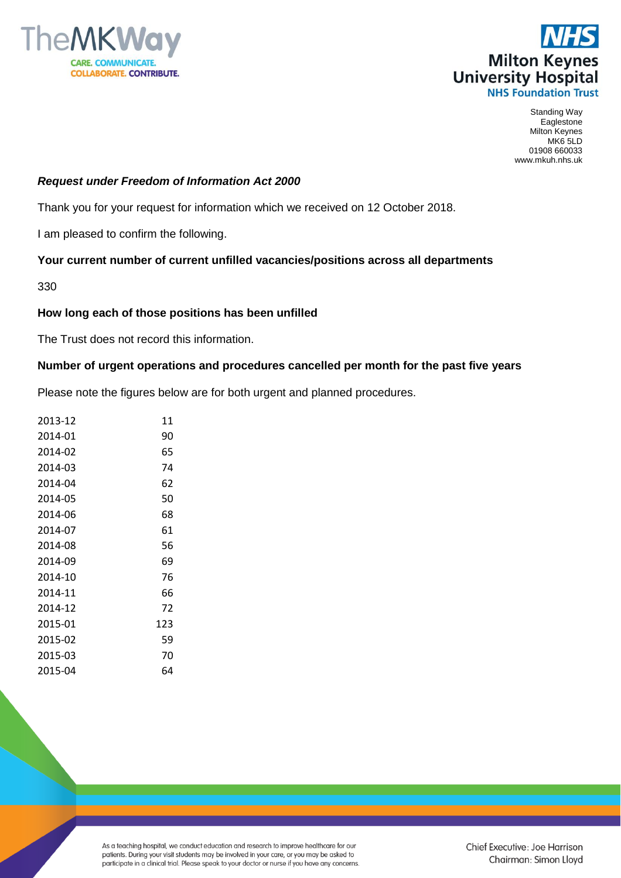Standing Way
Eaglestone
Milton Keynes
MK6 5LD
01908 660033
www.mkuh.nhs.uk

***Request under Freedom of Information Act 2000***

Thank you for your request for information which we received on 12 October 2018.

I am pleased to confirm the following.

**Your current number of current unfilled vacancies/positions across all departments**

330

**How long each of those positions has been unfilled**

The Trust does not record this information.

**Number of urgent operations and procedures cancelled per month for the past five years**

Please note the figures below are for both urgent and planned procedures.

| | |
|---|---|
| 2013-12 | 11 |
| 2014-01 | 90 |
| 2014-02 | 65 |
| 2014-03 | 74 |
| 2014-04 | 62 |
| 2014-05 | 50 |
| 2014-06 | 68 |
| 2014-07 | 61 |
| 2014-08 | 56 |
| 2014-09 | 69 |
| 2014-10 | 76 |
| 2014-11 | 66 |
| 2014-12 | 72 |
| 2015-01 | 123 |
| 2015-02 | 59 |
| 2015-03 | 70 |
| 2015-04 | 64 |

As a teaching hospital, we conduct education and research to improve healthcare for our patients. During your visit students may be involved in your care, or you may be asked to participate in a clinical trial. Please speak to your doctor or nurse if you have any concerns.

Chief Executive: Joe Harrison
Chairman: Simon Lloyd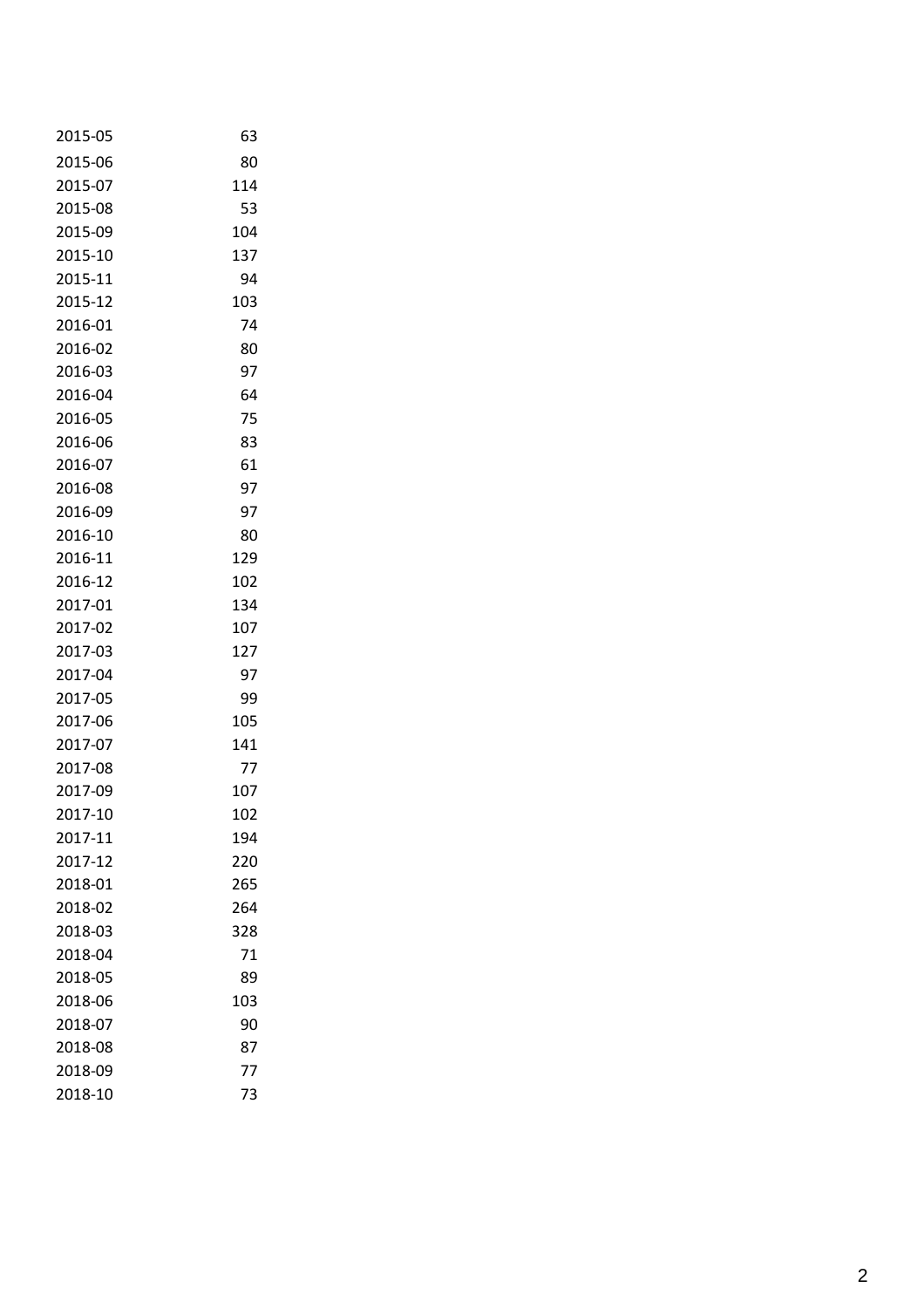| | |
|---|---|
| 2015-05 | 63 |
| 2015-06 | 80 |
| 2015-07 | 114 |
| 2015-08 | 53 |
| 2015-09 | 104 |
| 2015-10 | 137 |
| 2015-11 | 94 |
| 2015-12 | 103 |
| 2016-01 | 74 |
| 2016-02 | 80 |
| 2016-03 | 97 |
| 2016-04 | 64 |
| 2016-05 | 75 |
| 2016-06 | 83 |
| 2016-07 | 61 |
| 2016-08 | 97 |
| 2016-09 | 97 |
| 2016-10 | 80 |
| 2016-11 | 129 |
| 2016-12 | 102 |
| 2017-01 | 134 |
| 2017-02 | 107 |
| 2017-03 | 127 |
| 2017-04 | 97 |
| 2017-05 | 99 |
| 2017-06 | 105 |
| 2017-07 | 141 |
| 2017-08 | 77 |
| 2017-09 | 107 |
| 2017-10 | 102 |
| 2017-11 | 194 |
| 2017-12 | 220 |
| 2018-01 | 265 |
| 2018-02 | 264 |
| 2018-03 | 328 |
| 2018-04 | 71 |
| 2018-05 | 89 |
| 2018-06 | 103 |
| 2018-07 | 90 |
| 2018-08 | 87 |
| 2018-09 | 77 |
| 2018-10 | 73 |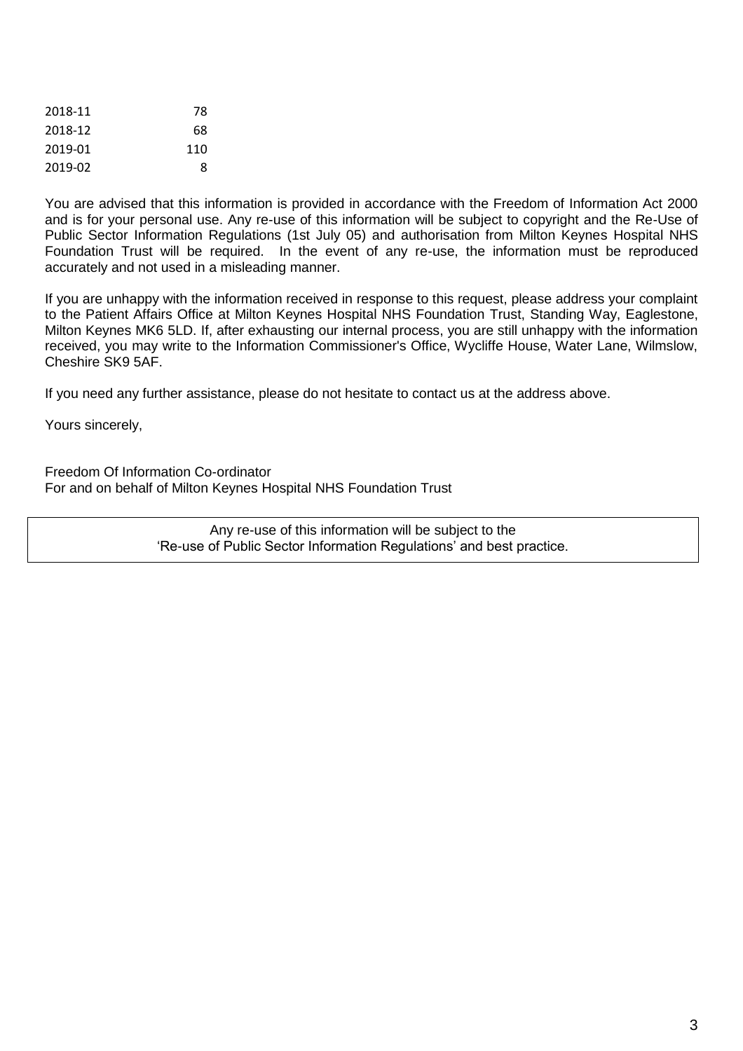| | |
|---|---|
| 2018-11 | 78 |
| 2018-12 | 68 |
| 2019-01 | 110 |
| 2019-02 | 8 |

You are advised that this information is provided in accordance with the Freedom of Information Act 2000 and is for your personal use. Any re-use of this information will be subject to copyright and the Re-Use of Public Sector Information Regulations (1st July 05) and authorisation from Milton Keynes Hospital NHS Foundation Trust will be required. In the event of any re-use, the information must be reproduced accurately and not used in a misleading manner.

If you are unhappy with the information received in response to this request, please address your complaint to the Patient Affairs Office at Milton Keynes Hospital NHS Foundation Trust, Standing Way, Eaglestone, Milton Keynes MK6 5LD. If, after exhausting our internal process, you are still unhappy with the information received, you may write to the Information Commissioner's Office, Wycliffe House, Water Lane, Wilmslow, Cheshire SK9 5AF.

If you need any further assistance, please do not hesitate to contact us at the address above.

Yours sincerely,

Freedom Of Information Co-ordinator
For and on behalf of Milton Keynes Hospital NHS Foundation Trust

Any re-use of this information will be subject to the
'Re-use of Public Sector Information Regulations' and best practice.